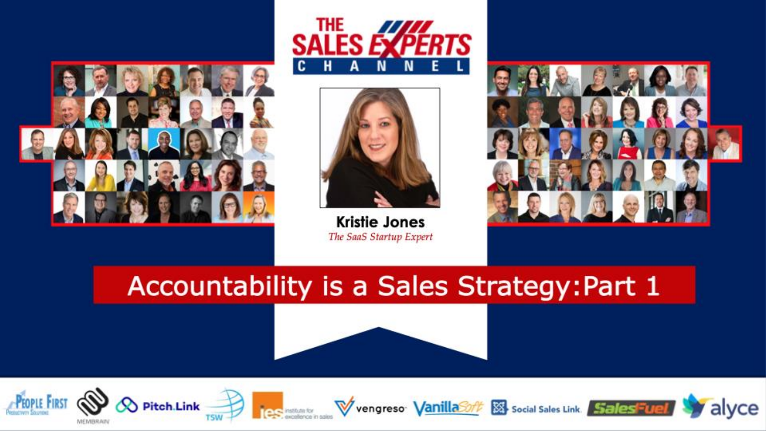# THE SALES EXPERTS CHANNEL

**Kristie Jones**

*The SaaS Startup Expert*

## Accountability is a Sales Strategy: Part 1

People First Productivity Solutions | MEMBRAIN | Pitch.Link | TSW | ies institute for excellence in sales | vengreso | VanillaSoft | Social Sales Link | SalesFuel | alyce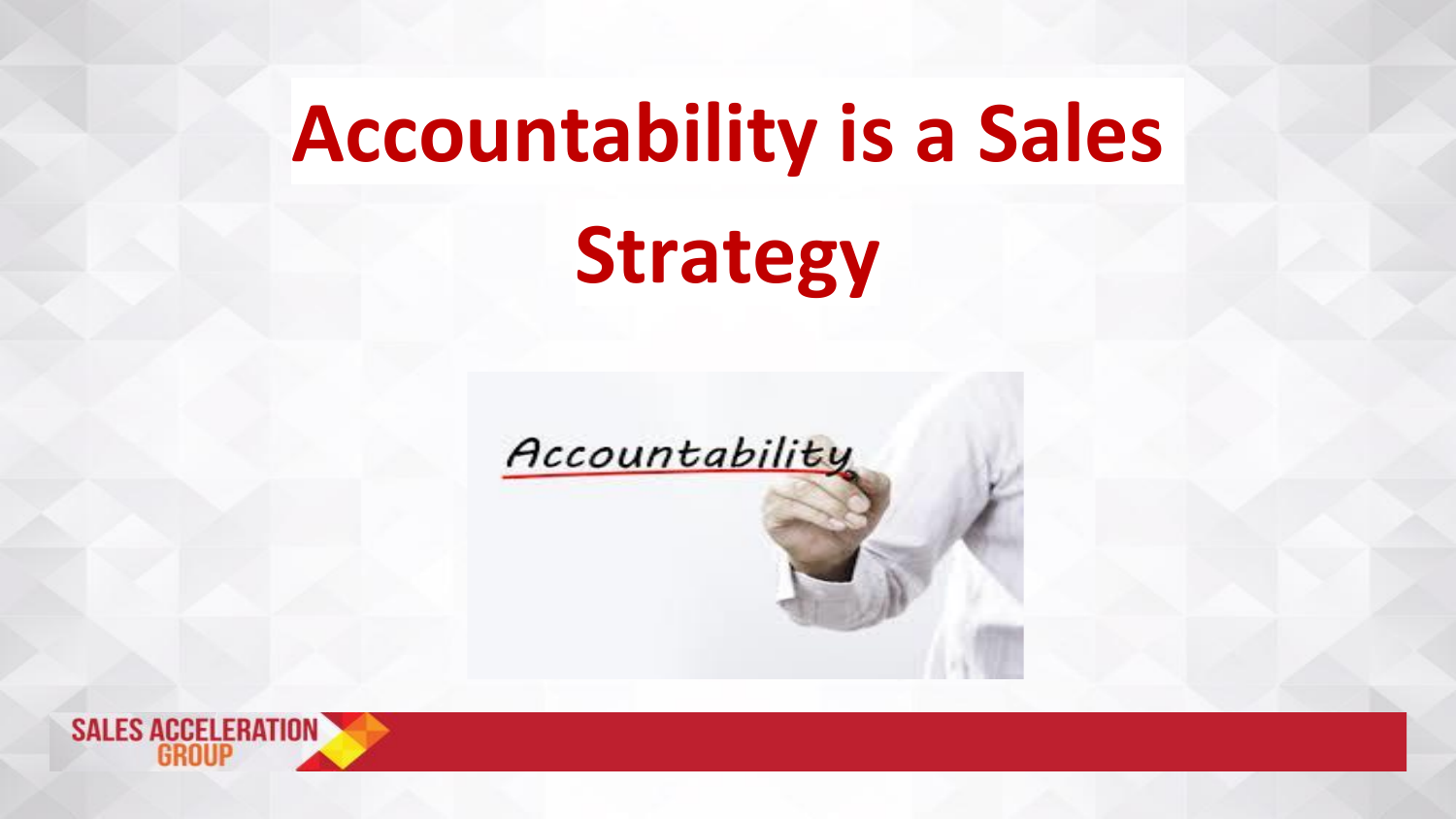# Accountability is a Sales Strategy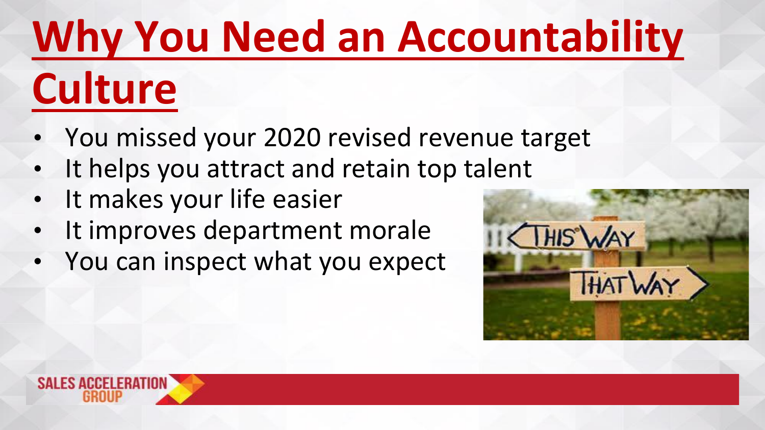# Why You Need an Accountability Culture

- You missed your 2020 revised revenue target
- It helps you attract and retain top talent
- It makes your life easier
- It improves department morale
- You can inspect what you expect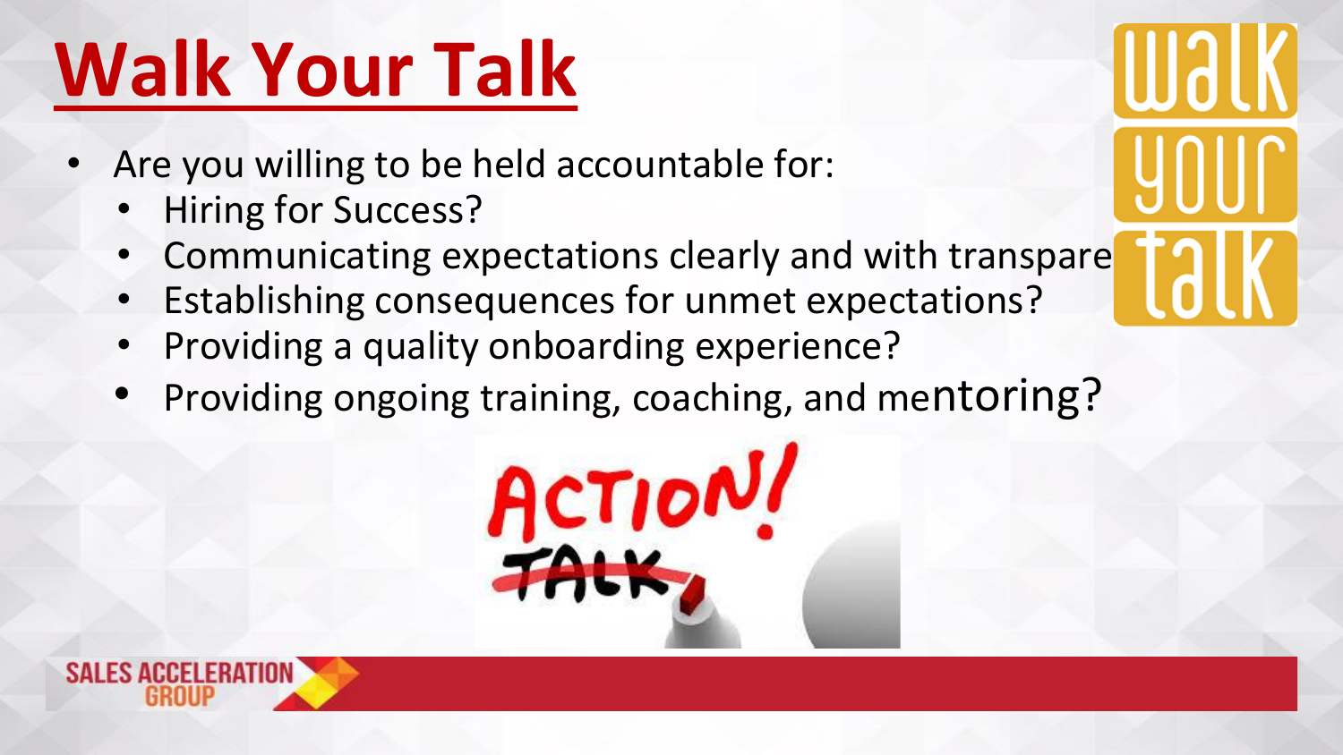# Walk Your Talk

- Are you willing to be held accountable for:
  - Hiring for Success?
  - Communicating expectations clearly and with transpare
  - Establishing consequences for unmet expectations?
  - Providing a quality onboarding experience?
  - Providing ongoing training, coaching, and mentoring?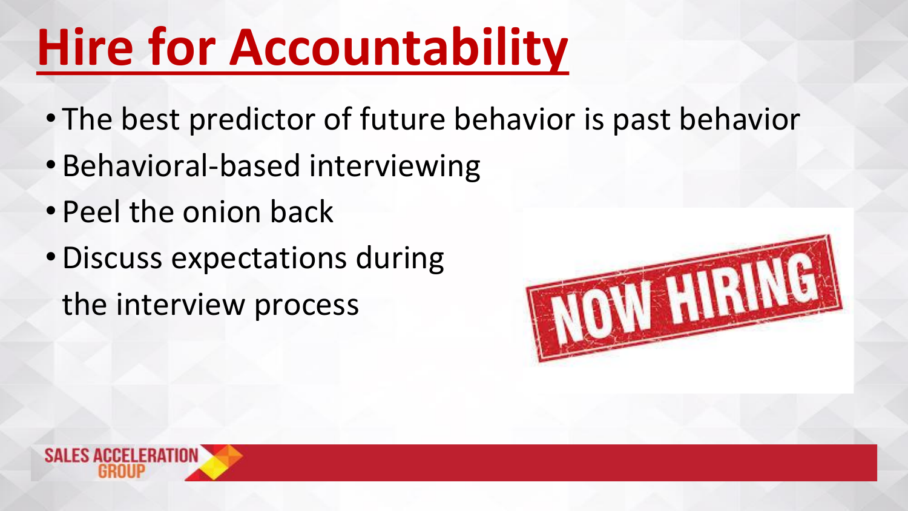# Hire for Accountability

- The best predictor of future behavior is past behavior
- Behavioral-based interviewing
- Peel the onion back
- Discuss expectations during the interview process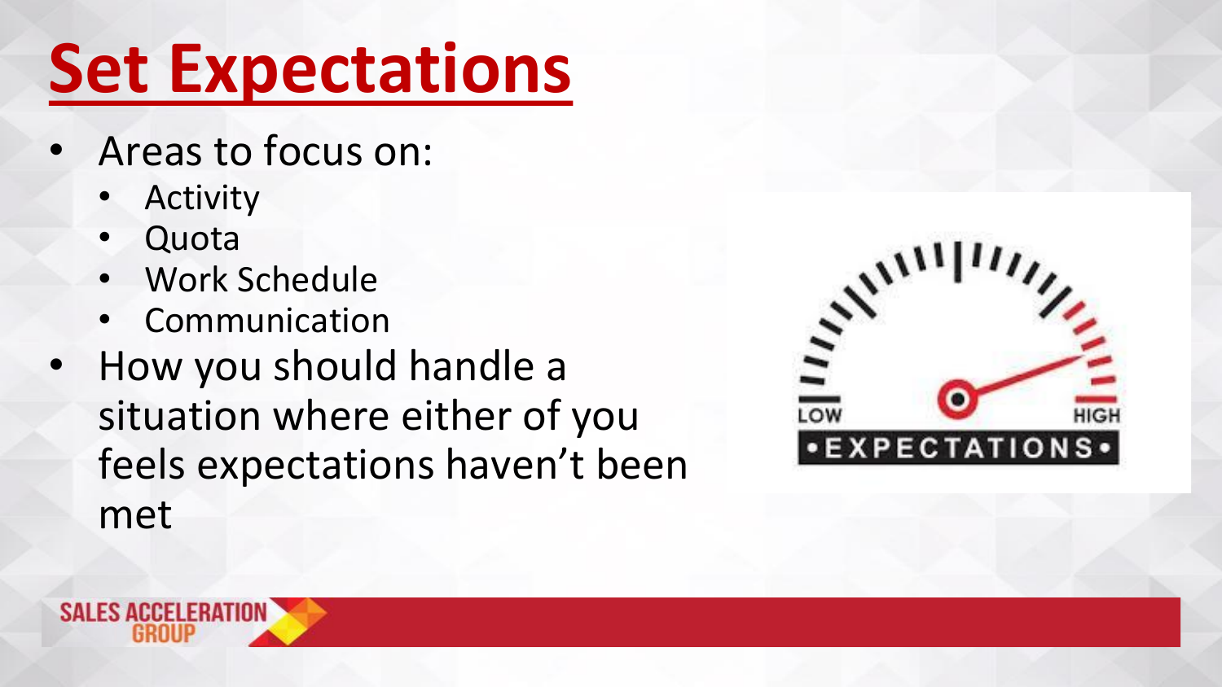# Set Expectations

- Areas to focus on:
  - Activity
  - Quota
  - Work Schedule
  - Communication
- How you should handle a situation where either of you feels expectations haven't been met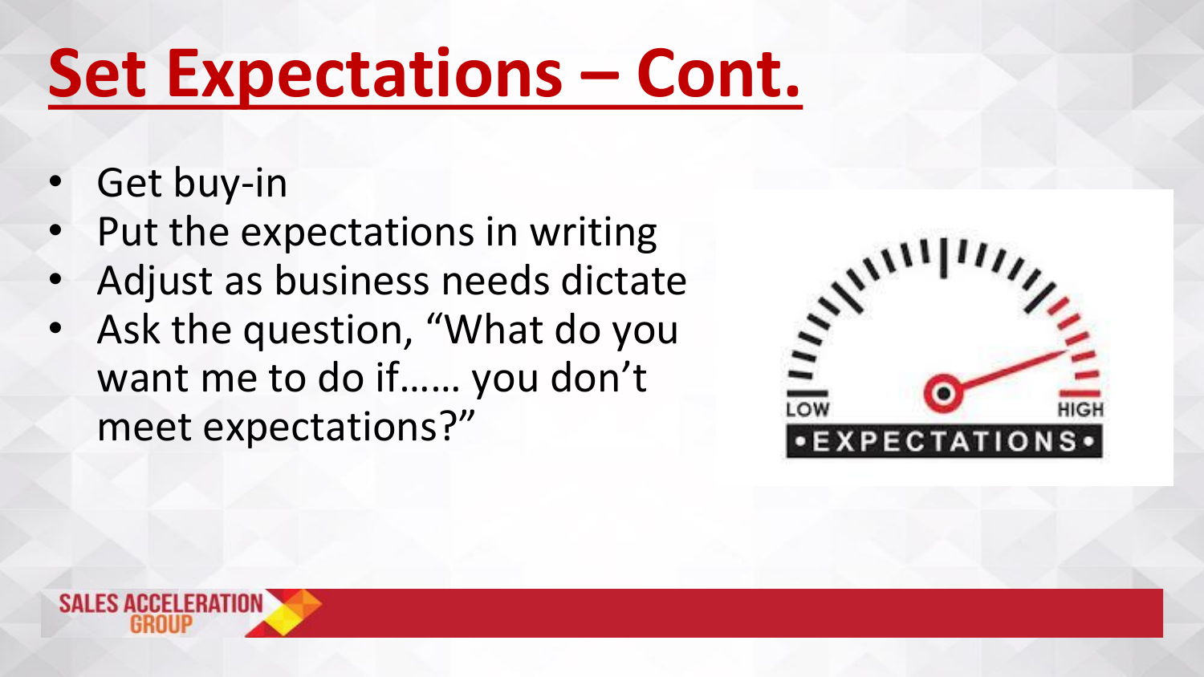# Set Expectations – Cont.

- Get buy-in
- Put the expectations in writing
- Adjust as business needs dictate
- Ask the question, "What do you want me to do if…… you don't meet expectations?"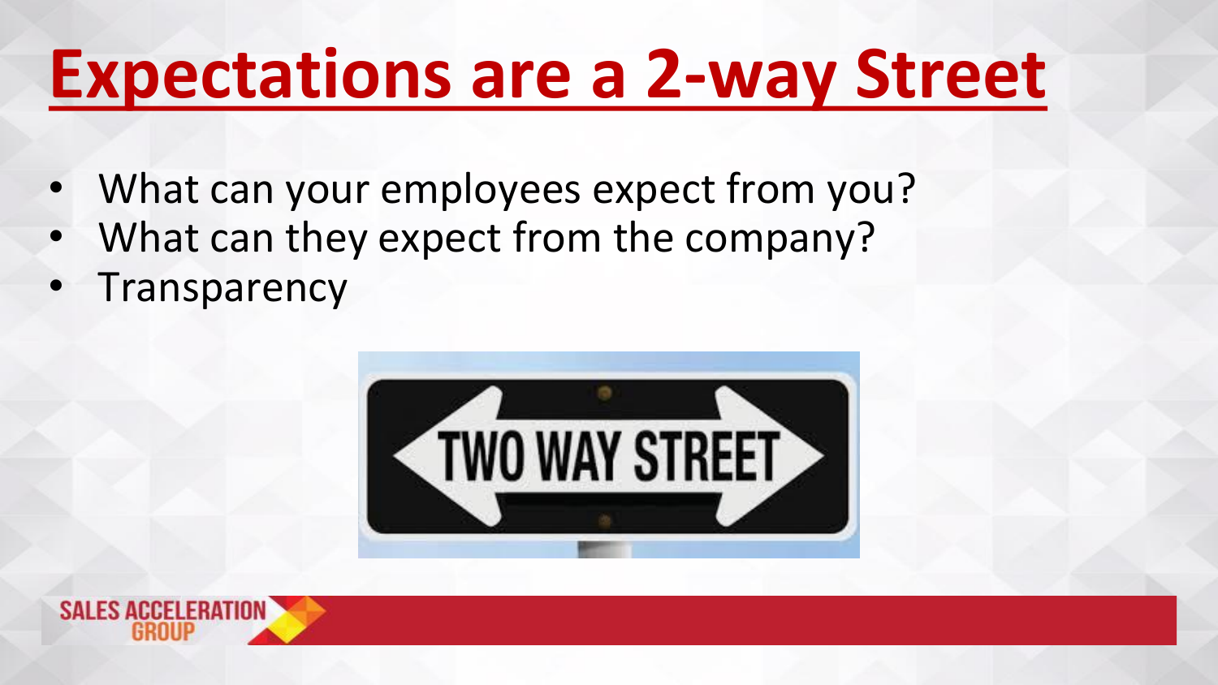# Expectations are a 2-way Street

- What can your employees expect from you?
- What can they expect from the company?
- Transparency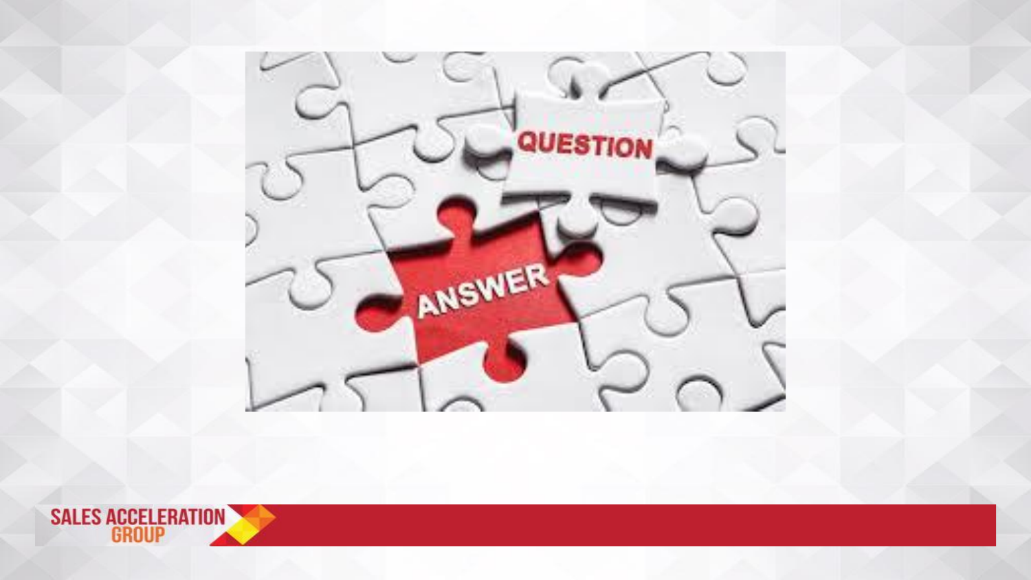QUESTION

ANSWER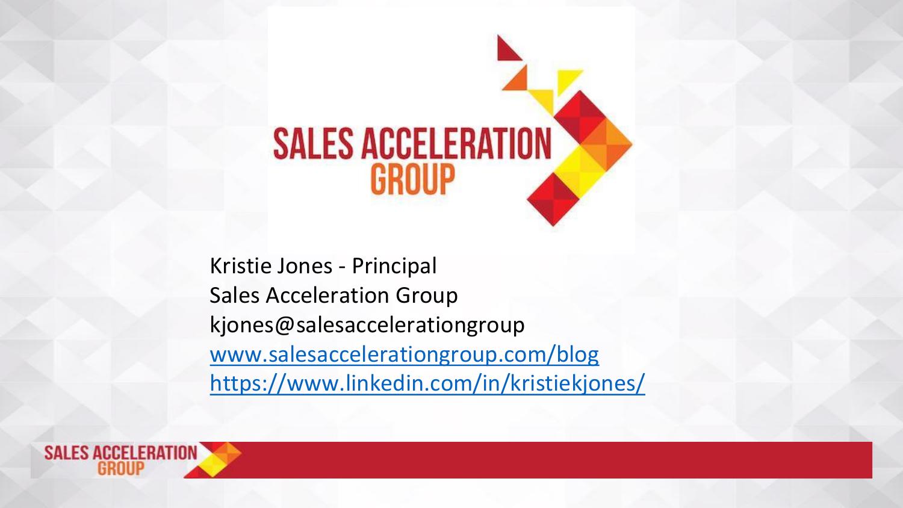SALES ACCELERATION GROUP

Kristie Jones - Principal
Sales Acceleration Group
kjones@salesaccelerationgroup
[www.salesaccelerationgroup.com/blog](www.salesaccelerationgroup.com/blog)
[https://www.linkedin.com/in/kristiekjones/](https://www.linkedin.com/in/kristiekjones/)